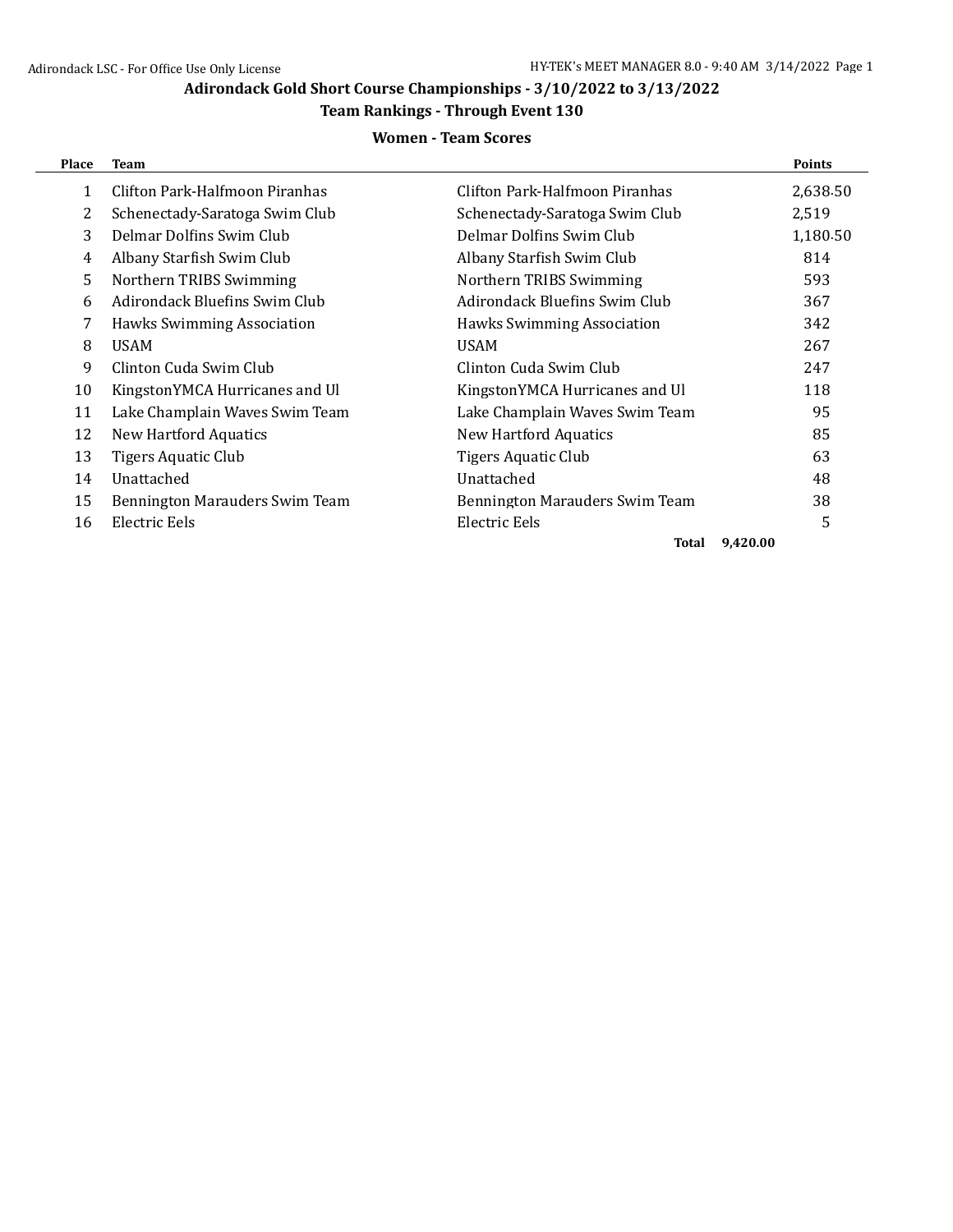Adirondack LSC - For Office Use Only License

HY-TEK's MEET MANAGER 8.0 - 9:40 AM 3/14/2022

## Adirondack Gold Short Course Championships - 3/10/2022 to 3/13/2022

### Team Rankings - Through Event 130

#### Women - Team Scores

| Place | Team | | Points |
|---|---|---|---|
| 1 | Clifton Park-Halfmoon Piranhas | Clifton Park-Halfmoon Piranhas | 2,638.50 |
| 2 | Schenectady-Saratoga Swim Club | Schenectady-Saratoga Swim Club | 2,519 |
| 3 | Delmar Dolfins Swim Club | Delmar Dolfins Swim Club | 1,180.50 |
| 4 | Albany Starfish Swim Club | Albany Starfish Swim Club | 814 |
| 5 | Northern TRIBS Swimming | Northern TRIBS Swimming | 593 |
| 6 | Adirondack Bluefins Swim Club | Adirondack Bluefins Swim Club | 367 |
| 7 | Hawks Swimming Association | Hawks Swimming Association | 342 |
| 8 | USAM | USAM | 267 |
| 9 | Clinton Cuda Swim Club | Clinton Cuda Swim Club | 247 |
| 10 | KingstonYMCA Hurricanes and Ul | KingstonYMCA Hurricanes and Ul | 118 |
| 11 | Lake Champlain Waves Swim Team | Lake Champlain Waves Swim Team | 95 |
| 12 | New Hartford Aquatics | New Hartford Aquatics | 85 |
| 13 | Tigers Aquatic Club | Tigers Aquatic Club | 63 |
| 14 | Unattached | Unattached | 48 |
| 15 | Bennington Marauders Swim Team | Bennington Marauders Swim Team | 38 |
| 16 | Electric Eels | Electric Eels | 5 |
| | | **Total** | **9,420.00** |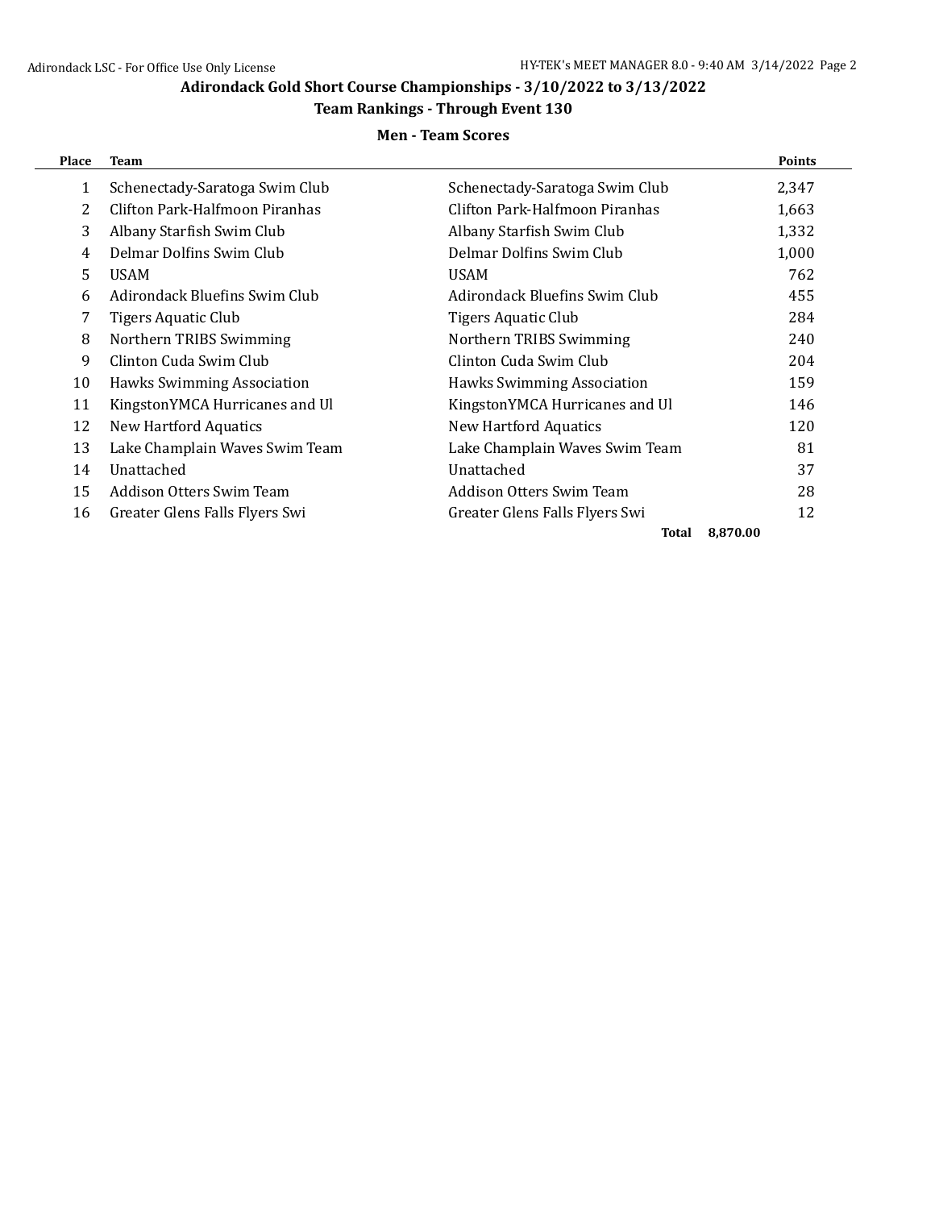## Adirondack Gold Short Course Championships - 3/10/2022 to 3/13/2022

### Team Rankings - Through Event 130

#### Men - Team Scores

| Place | Team | | Points |
|---|---|---|---|
| 1 | Schenectady-Saratoga Swim Club | Schenectady-Saratoga Swim Club | 2,347 |
| 2 | Clifton Park-Halfmoon Piranhas | Clifton Park-Halfmoon Piranhas | 1,663 |
| 3 | Albany Starfish Swim Club | Albany Starfish Swim Club | 1,332 |
| 4 | Delmar Dolfins Swim Club | Delmar Dolfins Swim Club | 1,000 |
| 5 | USAM | USAM | 762 |
| 6 | Adirondack Bluefins Swim Club | Adirondack Bluefins Swim Club | 455 |
| 7 | Tigers Aquatic Club | Tigers Aquatic Club | 284 |
| 8 | Northern TRIBS Swimming | Northern TRIBS Swimming | 240 |
| 9 | Clinton Cuda Swim Club | Clinton Cuda Swim Club | 204 |
| 10 | Hawks Swimming Association | Hawks Swimming Association | 159 |
| 11 | KingstonYMCA Hurricanes and Ul | KingstonYMCA Hurricanes and Ul | 146 |
| 12 | New Hartford Aquatics | New Hartford Aquatics | 120 |
| 13 | Lake Champlain Waves Swim Team | Lake Champlain Waves Swim Team | 81 |
| 14 | Unattached | Unattached | 37 |
| 15 | Addison Otters Swim Team | Addison Otters Swim Team | 28 |
| 16 | Greater Glens Falls Flyers Swi | Greater Glens Falls Flyers Swi | 12 |
| | | **Total** | **8,870.00** |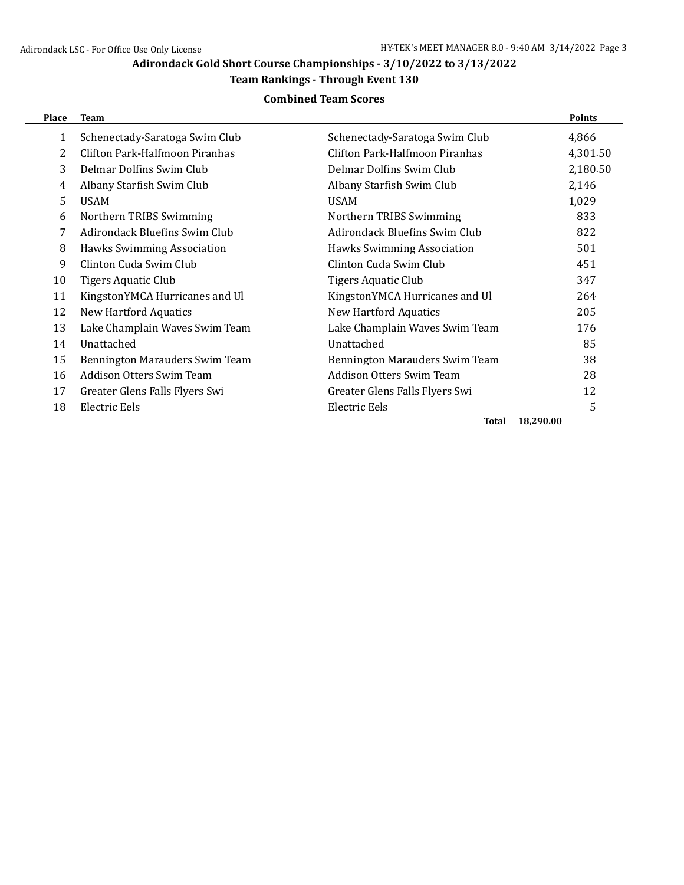## Adirondack Gold Short Course Championships - 3/10/2022 to 3/13/2022

### Team Rankings - Through Event 130

#### Combined Team Scores

| Place | Team | | Points |
|---|---|---|---|
| 1 | Schenectady-Saratoga Swim Club | Schenectady-Saratoga Swim Club | 4,866 |
| 2 | Clifton Park-Halfmoon Piranhas | Clifton Park-Halfmoon Piranhas | 4,301.50 |
| 3 | Delmar Dolfins Swim Club | Delmar Dolfins Swim Club | 2,180.50 |
| 4 | Albany Starfish Swim Club | Albany Starfish Swim Club | 2,146 |
| 5 | USAM | USAM | 1,029 |
| 6 | Northern TRIBS Swimming | Northern TRIBS Swimming | 833 |
| 7 | Adirondack Bluefins Swim Club | Adirondack Bluefins Swim Club | 822 |
| 8 | Hawks Swimming Association | Hawks Swimming Association | 501 |
| 9 | Clinton Cuda Swim Club | Clinton Cuda Swim Club | 451 |
| 10 | Tigers Aquatic Club | Tigers Aquatic Club | 347 |
| 11 | KingstonYMCA Hurricanes and Ul | KingstonYMCA Hurricanes and Ul | 264 |
| 12 | New Hartford Aquatics | New Hartford Aquatics | 205 |
| 13 | Lake Champlain Waves Swim Team | Lake Champlain Waves Swim Team | 176 |
| 14 | Unattached | Unattached | 85 |
| 15 | Bennington Marauders Swim Team | Bennington Marauders Swim Team | 38 |
| 16 | Addison Otters Swim Team | Addison Otters Swim Team | 28 |
| 17 | Greater Glens Falls Flyers Swi | Greater Glens Falls Flyers Swi | 12 |
| 18 | Electric Eels | Electric Eels | 5 |
| | | **Total** | **18,290.00** |